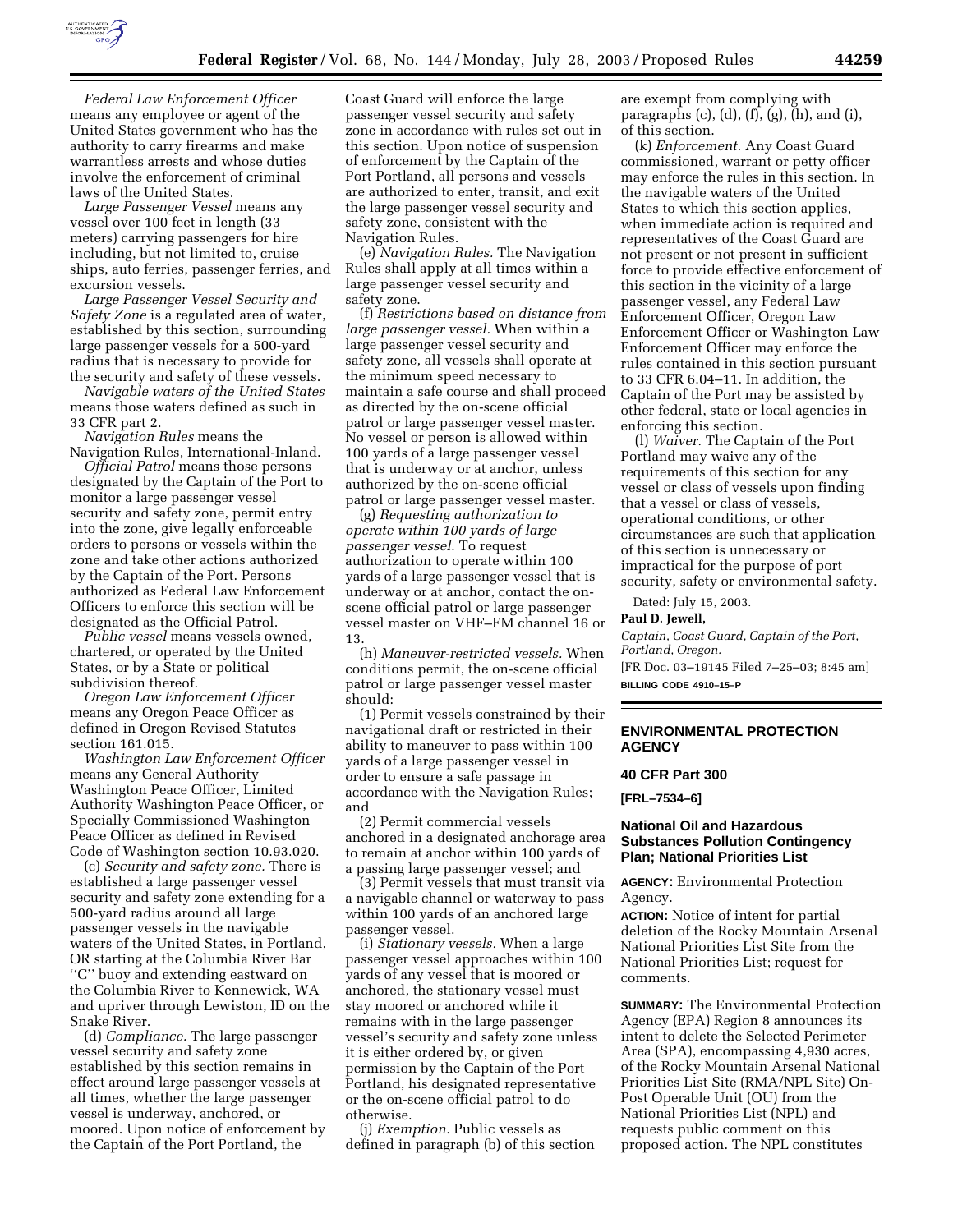*Federal Law Enforcement Officer* means any employee or agent of the United States government who has the authority to carry firearms and make warrantless arrests and whose duties involve the enforcement of criminal laws of the United States.

*Large Passenger Vessel* means any vessel over 100 feet in length (33 meters) carrying passengers for hire including, but not limited to, cruise ships, auto ferries, passenger ferries, and excursion vessels.

*Large Passenger Vessel Security and Safety Zone* is a regulated area of water, established by this section, surrounding large passenger vessels for a 500-yard radius that is necessary to provide for the security and safety of these vessels.

*Navigable waters of the United States* means those waters defined as such in 33 CFR part 2.

*Navigation Rules* means the Navigation Rules, International-Inland.

*Official Patrol* means those persons designated by the Captain of the Port to monitor a large passenger vessel security and safety zone, permit entry into the zone, give legally enforceable orders to persons or vessels within the zone and take other actions authorized by the Captain of the Port. Persons authorized as Federal Law Enforcement Officers to enforce this section will be designated as the Official Patrol.

*Public vessel* means vessels owned, chartered, or operated by the United States, or by a State or political subdivision thereof.

*Oregon Law Enforcement Officer* means any Oregon Peace Officer as defined in Oregon Revised Statutes section 161.015.

*Washington Law Enforcement Officer* means any General Authority Washington Peace Officer, Limited Authority Washington Peace Officer, or Specially Commissioned Washington Peace Officer as defined in Revised Code of Washington section 10.93.020.

(c) *Security and safety zone.* There is established a large passenger vessel security and safety zone extending for a 500-yard radius around all large passenger vessels in the navigable waters of the United States, in Portland, OR starting at the Columbia River Bar ''C'' buoy and extending eastward on the Columbia River to Kennewick, WA and upriver through Lewiston, ID on the Snake River.

(d) *Compliance.* The large passenger vessel security and safety zone established by this section remains in effect around large passenger vessels at all times, whether the large passenger vessel is underway, anchored, or moored. Upon notice of enforcement by the Captain of the Port Portland, the Coast Guard will enforce the large passenger vessel security and safety zone in accordance with rules set out in this section. Upon notice of suspension of enforcement by the Captain of the Port Portland, all persons and vessels are authorized to enter, transit, and exit the large passenger vessel security and safety zone, consistent with the Navigation Rules.

(e) *Navigation Rules.* The Navigation Rules shall apply at all times within a large passenger vessel security and safety zone.

(f) *Restrictions based on distance from large passenger vessel.* When within a large passenger vessel security and safety zone, all vessels shall operate at the minimum speed necessary to maintain a safe course and shall proceed as directed by the on-scene official patrol or large passenger vessel master. No vessel or person is allowed within 100 yards of a large passenger vessel that is underway or at anchor, unless authorized by the on-scene official patrol or large passenger vessel master.

(g) *Requesting authorization to operate within 100 yards of large passenger vessel.* To request authorization to operate within 100 yards of a large passenger vessel that is underway or at anchor, contact the on-scene official patrol or large passenger vessel master on VHF–FM channel 16 or 13.

(h) *Maneuver-restricted vessels.* When conditions permit, the on-scene official patrol or large passenger vessel master should:

(1) Permit vessels constrained by their navigational draft or restricted in their ability to maneuver to pass within 100 yards of a large passenger vessel in order to ensure a safe passage in accordance with the Navigation Rules; and

(2) Permit commercial vessels anchored in a designated anchorage area to remain at anchor within 100 yards of a passing large passenger vessel; and

(3) Permit vessels that must transit via a navigable channel or waterway to pass within 100 yards of an anchored large passenger vessel.

(i) *Stationary vessels.* When a large passenger vessel approaches within 100 yards of any vessel that is moored or anchored, the stationary vessel must stay moored or anchored while it remains with in the large passenger vessel's security and safety zone unless it is either ordered by, or given permission by the Captain of the Port Portland, his designated representative or the on-scene official patrol to do otherwise.

(j) *Exemption.* Public vessels as defined in paragraph (b) of this section are exempt from complying with paragraphs (c), (d), (f), (g), (h), and (i), of this section.

(k) *Enforcement.* Any Coast Guard commissioned, warrant or petty officer may enforce the rules in this section. In the navigable waters of the United States to which this section applies, when immediate action is required and representatives of the Coast Guard are not present or not present in sufficient force to provide effective enforcement of this section in the vicinity of a large passenger vessel, any Federal Law Enforcement Officer, Oregon Law Enforcement Officer or Washington Law Enforcement Officer may enforce the rules contained in this section pursuant to 33 CFR 6.04–11. In addition, the Captain of the Port may be assisted by other federal, state or local agencies in enforcing this section.

(l) *Waiver.* The Captain of the Port Portland may waive any of the requirements of this section for any vessel or class of vessels upon finding that a vessel or class of vessels, operational conditions, or other circumstances are such that application of this section is unnecessary or impractical for the purpose of port security, safety or environmental safety.

Dated: July 15, 2003.

**Paul D. Jewell,**

*Captain, Coast Guard, Captain of the Port, Portland, Oregon.*

[FR Doc. 03–19145 Filed 7–25–03; 8:45 am]

**BILLING CODE 4910–15–P**

## ENVIRONMENTAL PROTECTION AGENCY

### 40 CFR Part 300

**[FRL–7534–6]**

### National Oil and Hazardous Substances Pollution Contingency Plan; National Priorities List

**AGENCY:** Environmental Protection Agency.

**ACTION:** Notice of intent for partial deletion of the Rocky Mountain Arsenal National Priorities List Site from the National Priorities List; request for comments.

**SUMMARY:** The Environmental Protection Agency (EPA) Region 8 announces its intent to delete the Selected Perimeter Area (SPA), encompassing 4,930 acres, of the Rocky Mountain Arsenal National Priorities List Site (RMA/NPL Site) On-Post Operable Unit (OU) from the National Priorities List (NPL) and requests public comment on this proposed action. The NPL constitutes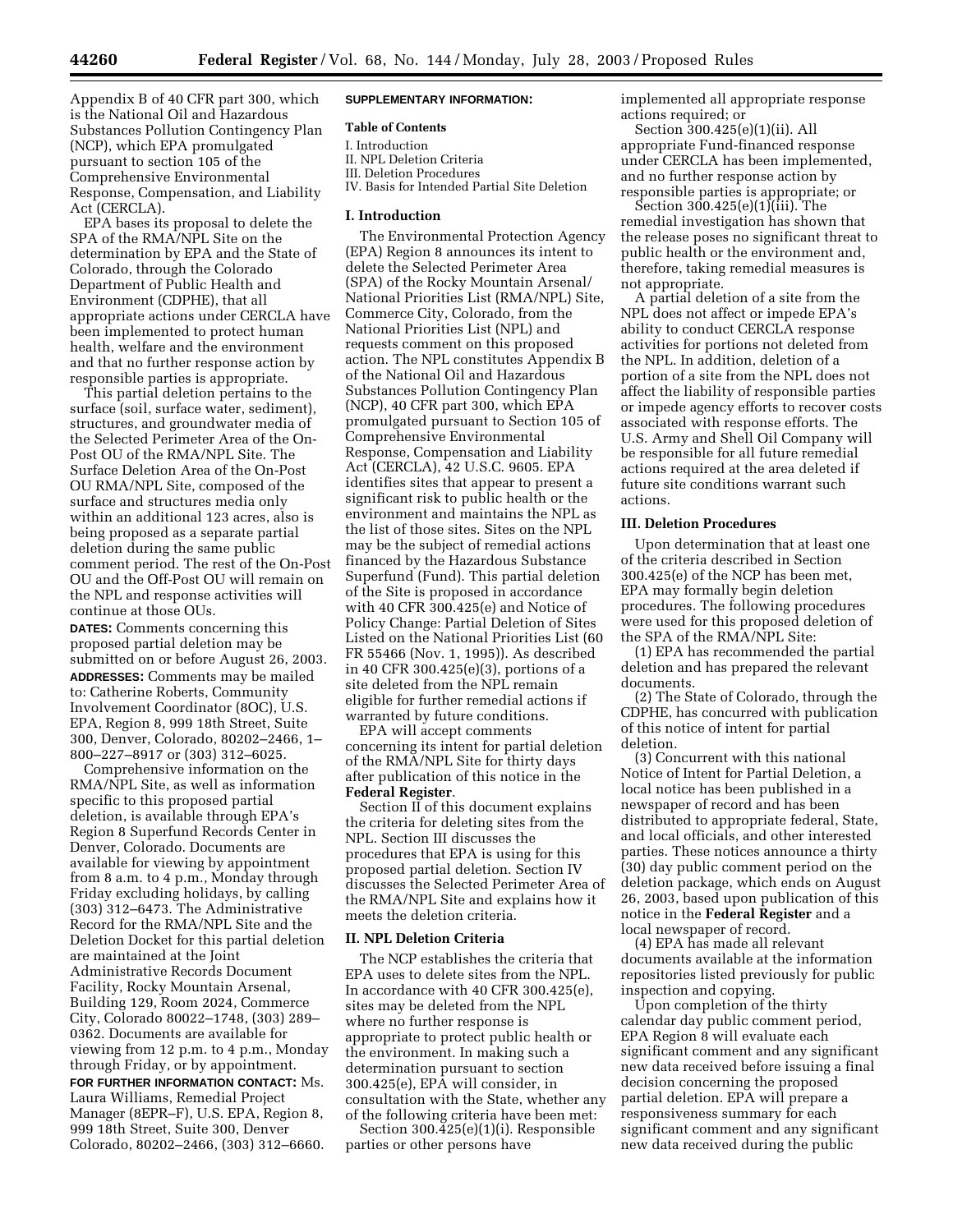Appendix B of 40 CFR part 300, which is the National Oil and Hazardous Substances Pollution Contingency Plan (NCP), which EPA promulgated pursuant to section 105 of the Comprehensive Environmental Response, Compensation, and Liability Act (CERCLA).

EPA bases its proposal to delete the SPA of the RMA/NPL Site on the determination by EPA and the State of Colorado, through the Colorado Department of Public Health and Environment (CDPHE), that all appropriate actions under CERCLA have been implemented to protect human health, welfare and the environment and that no further response action by responsible parties is appropriate.

This partial deletion pertains to the surface (soil, surface water, sediment), structures, and groundwater media of the Selected Perimeter Area of the On-Post OU of the RMA/NPL Site. The Surface Deletion Area of the On-Post OU RMA/NPL Site, composed of the surface and structures media only within an additional 123 acres, also is being proposed as a separate partial deletion during the same public comment period. The rest of the On-Post OU and the Off-Post OU will remain on the NPL and response activities will continue at those OUs.

**DATES:** Comments concerning this proposed partial deletion may be submitted on or before August 26, 2003.

**ADDRESSES:** Comments may be mailed to: Catherine Roberts, Community Involvement Coordinator (8OC), U.S. EPA, Region 8, 999 18th Street, Suite 300, Denver, Colorado, 80202–2466, 1–800–227–8917 or (303) 312–6025.

Comprehensive information on the RMA/NPL Site, as well as information specific to this proposed partial deletion, is available through EPA's Region 8 Superfund Records Center in Denver, Colorado. Documents are available for viewing by appointment from 8 a.m. to 4 p.m., Monday through Friday excluding holidays, by calling (303) 312–6473. The Administrative Record for the RMA/NPL Site and the Deletion Docket for this partial deletion are maintained at the Joint Administrative Records Document Facility, Rocky Mountain Arsenal, Building 129, Room 2024, Commerce City, Colorado 80022–1748, (303) 289–0362. Documents are available for viewing from 12 p.m. to 4 p.m., Monday through Friday, or by appointment.

**FOR FURTHER INFORMATION CONTACT:** Ms. Laura Williams, Remedial Project Manager (8EPR–F), U.S. EPA, Region 8, 999 18th Street, Suite 300, Denver Colorado, 80202–2466, (303) 312–6660.

**SUPPLEMENTARY INFORMATION:**

**Table of Contents**

I. Introduction
II. NPL Deletion Criteria
III. Deletion Procedures
IV. Basis for Intended Partial Site Deletion

## I. Introduction

The Environmental Protection Agency (EPA) Region 8 announces its intent to delete the Selected Perimeter Area (SPA) of the Rocky Mountain Arsenal/National Priorities List (RMA/NPL) Site, Commerce City, Colorado, from the National Priorities List (NPL) and requests comment on this proposed action. The NPL constitutes Appendix B of the National Oil and Hazardous Substances Pollution Contingency Plan (NCP), 40 CFR part 300, which EPA promulgated pursuant to Section 105 of Comprehensive Environmental Response, Compensation and Liability Act (CERCLA), 42 U.S.C. 9605. EPA identifies sites that appear to present a significant risk to public health or the environment and maintains the NPL as the list of those sites. Sites on the NPL may be the subject of remedial actions financed by the Hazardous Substance Superfund (Fund). This partial deletion of the Site is proposed in accordance with 40 CFR 300.425(e) and Notice of Policy Change: Partial Deletion of Sites Listed on the National Priorities List (60 FR 55466 (Nov. 1, 1995)). As described in 40 CFR 300.425(e)(3), portions of a site deleted from the NPL remain eligible for further remedial actions if warranted by future conditions.

EPA will accept comments concerning its intent for partial deletion of the RMA/NPL Site for thirty days after publication of this notice in the **Federal Register**.

Section II of this document explains the criteria for deleting sites from the NPL. Section III discusses the procedures that EPA is using for this proposed partial deletion. Section IV discusses the Selected Perimeter Area of the RMA/NPL Site and explains how it meets the deletion criteria.

## II. NPL Deletion Criteria

The NCP establishes the criteria that EPA uses to delete sites from the NPL. In accordance with 40 CFR 300.425(e), sites may be deleted from the NPL where no further response is appropriate to protect public health or the environment. In making such a determination pursuant to section 300.425(e), EPA will consider, in consultation with the State, whether any of the following criteria have been met:

Section 300.425(e)(1)(i). Responsible parties or other persons have implemented all appropriate response actions required; or

Section 300.425(e)(1)(ii). All appropriate Fund-financed response under CERCLA has been implemented, and no further response action by responsible parties is appropriate; or

Section 300.425(e)(1)(iii). The remedial investigation has shown that the release poses no significant threat to public health or the environment and, therefore, taking remedial measures is not appropriate.

A partial deletion of a site from the NPL does not affect or impede EPA's ability to conduct CERCLA response activities for portions not deleted from the NPL. In addition, deletion of a portion of a site from the NPL does not affect the liability of responsible parties or impede agency efforts to recover costs associated with response efforts. The U.S. Army and Shell Oil Company will be responsible for all future remedial actions required at the area deleted if future site conditions warrant such actions.

## III. Deletion Procedures

Upon determination that at least one of the criteria described in Section 300.425(e) of the NCP has been met, EPA may formally begin deletion procedures. The following procedures were used for this proposed deletion of the SPA of the RMA/NPL Site:

(1) EPA has recommended the partial deletion and has prepared the relevant documents.

(2) The State of Colorado, through the CDPHE, has concurred with publication of this notice of intent for partial deletion.

(3) Concurrent with this national Notice of Intent for Partial Deletion, a local notice has been published in a newspaper of record and has been distributed to appropriate federal, State, and local officials, and other interested parties. These notices announce a thirty (30) day public comment period on the deletion package, which ends on August 26, 2003, based upon publication of this notice in the **Federal Register** and a local newspaper of record.

(4) EPA has made all relevant documents available at the information repositories listed previously for public inspection and copying.

Upon completion of the thirty calendar day public comment period, EPA Region 8 will evaluate each significant comment and any significant new data received before issuing a final decision concerning the proposed partial deletion. EPA will prepare a responsiveness summary for each significant comment and any significant new data received during the public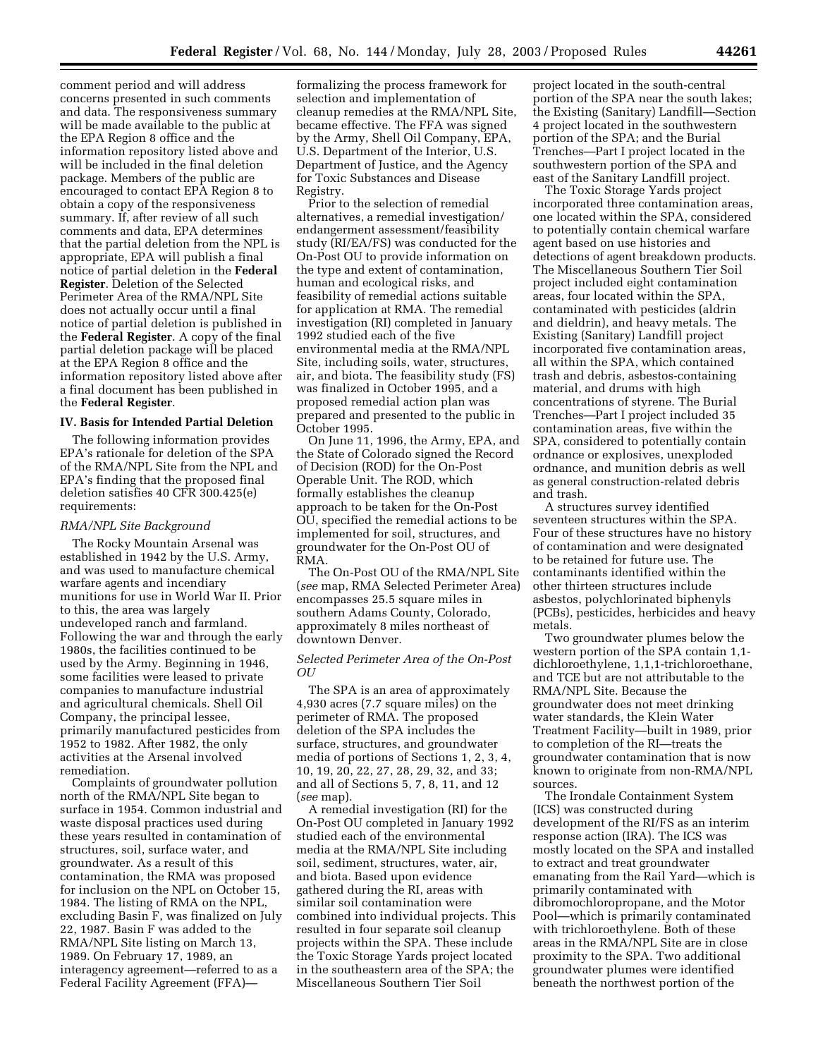comment period and will address concerns presented in such comments and data. The responsiveness summary will be made available to the public at the EPA Region 8 office and the information repository listed above and will be included in the final deletion package. Members of the public are encouraged to contact EPA Region 8 to obtain a copy of the responsiveness summary. If, after review of all such comments and data, EPA determines that the partial deletion from the NPL is appropriate, EPA will publish a final notice of partial deletion in the **Federal Register**. Deletion of the Selected Perimeter Area of the RMA/NPL Site does not actually occur until a final notice of partial deletion is published in the **Federal Register**. A copy of the final partial deletion package will be placed at the EPA Region 8 office and the information repository listed above after a final document has been published in the **Federal Register**.

## IV. Basis for Intended Partial Deletion

The following information provides EPA's rationale for deletion of the SPA of the RMA/NPL Site from the NPL and EPA's finding that the proposed final deletion satisfies 40 CFR 300.425(e) requirements:

*RMA/NPL Site Background*

The Rocky Mountain Arsenal was established in 1942 by the U.S. Army, and was used to manufacture chemical warfare agents and incendiary munitions for use in World War II. Prior to this, the area was largely undeveloped ranch and farmland. Following the war and through the early 1980s, the facilities continued to be used by the Army. Beginning in 1946, some facilities were leased to private companies to manufacture industrial and agricultural chemicals. Shell Oil Company, the principal lessee, primarily manufactured pesticides from 1952 to 1982. After 1982, the only activities at the Arsenal involved remediation.

Complaints of groundwater pollution north of the RMA/NPL Site began to surface in 1954. Common industrial and waste disposal practices used during these years resulted in contamination of structures, soil, surface water, and groundwater. As a result of this contamination, the RMA was proposed for inclusion on the NPL on October 15, 1984. The listing of RMA on the NPL, excluding Basin F, was finalized on July 22, 1987. Basin F was added to the RMA/NPL Site listing on March 13, 1989. On February 17, 1989, an interagency agreement—referred to as a Federal Facility Agreement (FFA)—formalizing the process framework for selection and implementation of cleanup remedies at the RMA/NPL Site, became effective. The FFA was signed by the Army, Shell Oil Company, EPA, U.S. Department of the Interior, U.S. Department of Justice, and the Agency for Toxic Substances and Disease Registry.

Prior to the selection of remedial alternatives, a remedial investigation/endangerment assessment/feasibility study (RI/EA/FS) was conducted for the On-Post OU to provide information on the type and extent of contamination, human and ecological risks, and feasibility of remedial actions suitable for application at RMA. The remedial investigation (RI) completed in January 1992 studied each of the five environmental media at the RMA/NPL Site, including soils, water, structures, air, and biota. The feasibility study (FS) was finalized in October 1995, and a proposed remedial action plan was prepared and presented to the public in October 1995.

On June 11, 1996, the Army, EPA, and the State of Colorado signed the Record of Decision (ROD) for the On-Post Operable Unit. The ROD, which formally establishes the cleanup approach to be taken for the On-Post OU, specified the remedial actions to be implemented for soil, structures, and groundwater for the On-Post OU of RMA.

The On-Post OU of the RMA/NPL Site (*see* map, RMA Selected Perimeter Area) encompasses 25.5 square miles in southern Adams County, Colorado, approximately 8 miles northeast of downtown Denver.

*Selected Perimeter Area of the On-Post OU*

The SPA is an area of approximately 4,930 acres (7.7 square miles) on the perimeter of RMA. The proposed deletion of the SPA includes the surface, structures, and groundwater media of portions of Sections 1, 2, 3, 4, 10, 19, 20, 22, 27, 28, 29, 32, and 33; and all of Sections 5, 7, 8, 11, and 12 (*see* map).

A remedial investigation (RI) for the On-Post OU completed in January 1992 studied each of the environmental media at the RMA/NPL Site including soil, sediment, structures, water, air, and biota. Based upon evidence gathered during the RI, areas with similar soil contamination were combined into individual projects. This resulted in four separate soil cleanup projects within the SPA. These include the Toxic Storage Yards project located in the southeastern area of the SPA; the Miscellaneous Southern Tier Soil project located in the south-central portion of the SPA near the south lakes; the Existing (Sanitary) Landfill—Section 4 project located in the southwestern portion of the SPA; and the Burial Trenches—Part I project located in the southwestern portion of the SPA and east of the Sanitary Landfill project.

The Toxic Storage Yards project incorporated three contamination areas, one located within the SPA, considered to potentially contain chemical warfare agent based on use histories and detections of agent breakdown products. The Miscellaneous Southern Tier Soil project included eight contamination areas, four located within the SPA, contaminated with pesticides (aldrin and dieldrin), and heavy metals. The Existing (Sanitary) Landfill project incorporated five contamination areas, all within the SPA, which contained trash and debris, asbestos-containing material, and drums with high concentrations of styrene. The Burial Trenches—Part I project included 35 contamination areas, five within the SPA, considered to potentially contain ordnance or explosives, unexploded ordnance, and munition debris as well as general construction-related debris and trash.

A structures survey identified seventeen structures within the SPA. Four of these structures have no history of contamination and were designated to be retained for future use. The contaminants identified within the other thirteen structures include asbestos, polychlorinated biphenyls (PCBs), pesticides, herbicides and heavy metals.

Two groundwater plumes below the western portion of the SPA contain 1,1-dichloroethylene, 1,1,1-trichloroethane, and TCE but are not attributable to the RMA/NPL Site. Because the groundwater does not meet drinking water standards, the Klein Water Treatment Facility—built in 1989, prior to completion of the RI—treats the groundwater contamination that is now known to originate from non-RMA/NPL sources.

The Irondale Containment System (ICS) was constructed during development of the RI/FS as an interim response action (IRA). The ICS was mostly located on the SPA and installed to extract and treat groundwater emanating from the Rail Yard—which is primarily contaminated with dibromochloropropane, and the Motor Pool—which is primarily contaminated with trichloroethylene. Both of these areas in the RMA/NPL Site are in close proximity to the SPA. Two additional groundwater plumes were identified beneath the northwest portion of the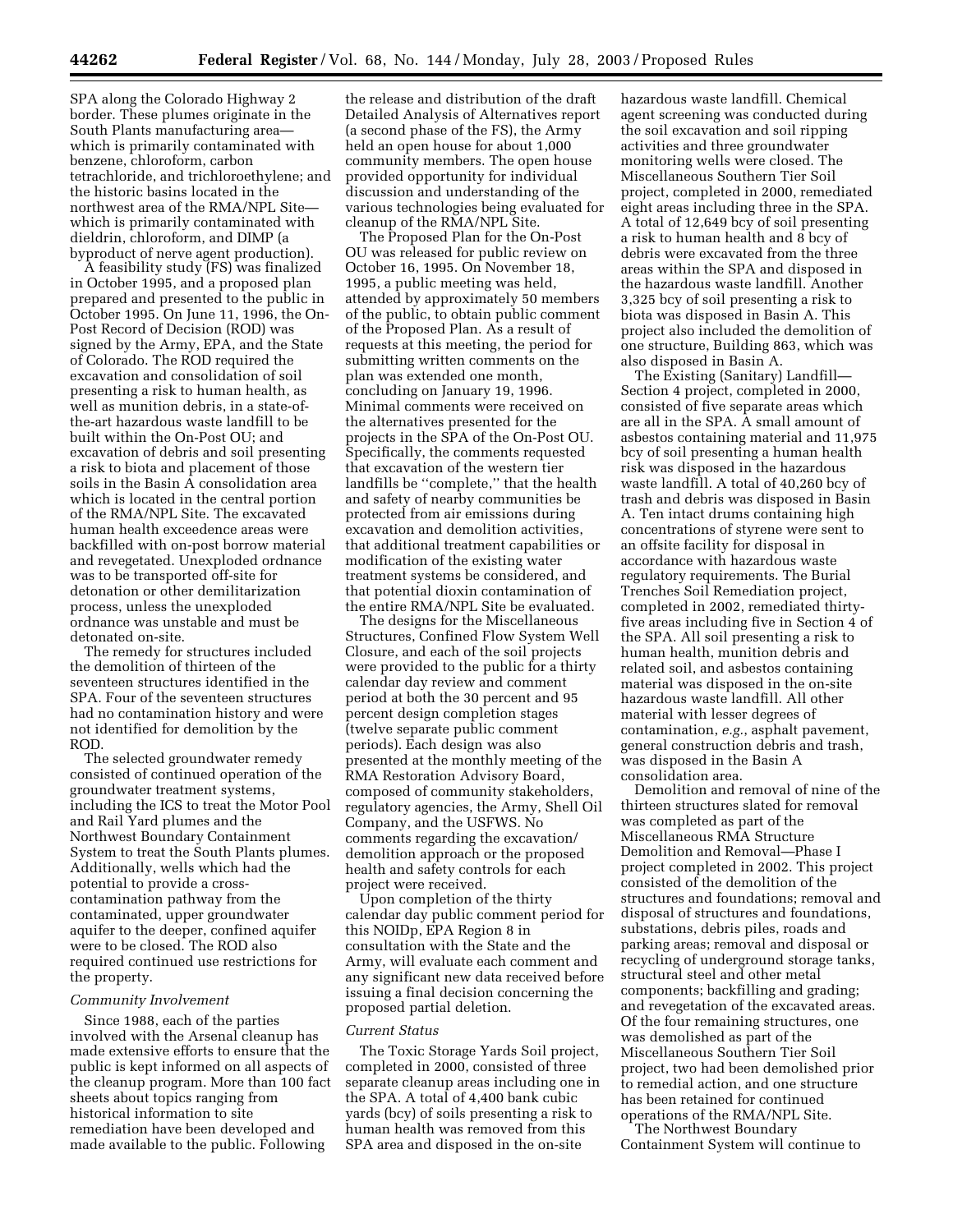SPA along the Colorado Highway 2 border. These plumes originate in the South Plants manufacturing area—which is primarily contaminated with benzene, chloroform, carbon tetrachloride, and trichloroethylene; and the historic basins located in the northwest area of the RMA/NPL Site—which is primarily contaminated with dieldrin, chloroform, and DIMP (a byproduct of nerve agent production).

A feasibility study (FS) was finalized in October 1995, and a proposed plan prepared and presented to the public in October 1995. On June 11, 1996, the On-Post Record of Decision (ROD) was signed by the Army, EPA, and the State of Colorado. The ROD required the excavation and consolidation of soil presenting a risk to human health, as well as munition debris, in a state-of-the-art hazardous waste landfill to be built within the On-Post OU; and excavation of debris and soil presenting a risk to biota and placement of those soils in the Basin A consolidation area which is located in the central portion of the RMA/NPL Site. The excavated human health exceedence areas were backfilled with on-post borrow material and revegetated. Unexploded ordnance was to be transported off-site for detonation or other demilitarization process, unless the unexploded ordnance was unstable and must be detonated on-site.

The remedy for structures included the demolition of thirteen of the seventeen structures identified in the SPA. Four of the seventeen structures had no contamination history and were not identified for demolition by the ROD.

The selected groundwater remedy consisted of continued operation of the groundwater treatment systems, including the ICS to treat the Motor Pool and Rail Yard plumes and the Northwest Boundary Containment System to treat the South Plants plumes. Additionally, wells which had the potential to provide a cross-contamination pathway from the contaminated, upper groundwater aquifer to the deeper, confined aquifer were to be closed. The ROD also required continued use restrictions for the property.

*Community Involvement*

Since 1988, each of the parties involved with the Arsenal cleanup has made extensive efforts to ensure that the public is kept informed on all aspects of the cleanup program. More than 100 fact sheets about topics ranging from historical information to site remediation have been developed and made available to the public. Following the release and distribution of the draft Detailed Analysis of Alternatives report (a second phase of the FS), the Army held an open house for about 1,000 community members. The open house provided opportunity for individual discussion and understanding of the various technologies being evaluated for cleanup of the RMA/NPL Site.

The Proposed Plan for the On-Post OU was released for public review on October 16, 1995. On November 18, 1995, a public meeting was held, attended by approximately 50 members of the public, to obtain public comment of the Proposed Plan. As a result of requests at this meeting, the period for submitting written comments on the plan was extended one month, concluding on January 19, 1996. Minimal comments were received on the alternatives presented for the projects in the SPA of the On-Post OU. Specifically, the comments requested that excavation of the western tier landfills be "complete," that the health and safety of nearby communities be protected from air emissions during excavation and demolition activities, that additional treatment capabilities or modification of the existing water treatment systems be considered, and that potential dioxin contamination of the entire RMA/NPL Site be evaluated.

The designs for the Miscellaneous Structures, Confined Flow System Well Closure, and each of the soil projects were provided to the public for a thirty calendar day review and comment period at both the 30 percent and 95 percent design completion stages (twelve separate public comment periods). Each design was also presented at the monthly meeting of the RMA Restoration Advisory Board, composed of community stakeholders, regulatory agencies, the Army, Shell Oil Company, and the USFWS. No comments regarding the excavation/demolition approach or the proposed health and safety controls for each project were received.

Upon completion of the thirty calendar day public comment period for this NOIDp, EPA Region 8 in consultation with the State and the Army, will evaluate each comment and any significant new data received before issuing a final decision concerning the proposed partial deletion.

*Current Status*

The Toxic Storage Yards Soil project, completed in 2000, consisted of three separate cleanup areas including one in the SPA. A total of 4,400 bank cubic yards (bcy) of soils presenting a risk to human health was removed from this SPA area and disposed in the on-site hazardous waste landfill. Chemical agent screening was conducted during the soil excavation and soil ripping activities and three groundwater monitoring wells were closed. The Miscellaneous Southern Tier Soil project, completed in 2000, remediated eight areas including three in the SPA. A total of 12,649 bcy of soil presenting a risk to human health and 8 bcy of debris were excavated from the three areas within the SPA and disposed in the hazardous waste landfill. Another 3,325 bcy of soil presenting a risk to biota was disposed in Basin A. This project also included the demolition of one structure, Building 863, which was also disposed in Basin A.

The Existing (Sanitary) Landfill—Section 4 project, completed in 2000, consisted of five separate areas which are all in the SPA. A small amount of asbestos containing material and 11,975 bcy of soil presenting a human health risk was disposed in the hazardous waste landfill. A total of 40,260 bcy of trash and debris was disposed in Basin A. Ten intact drums containing high concentrations of styrene were sent to an offsite facility for disposal in accordance with hazardous waste regulatory requirements. The Burial Trenches Soil Remediation project, completed in 2002, remediated thirty-five areas including five in Section 4 of the SPA. All soil presenting a risk to human health, munition debris and related soil, and asbestos containing material was disposed in the on-site hazardous waste landfill. All other material with lesser degrees of contamination, *e.g.*, asphalt pavement, general construction debris and trash, was disposed in the Basin A consolidation area.

Demolition and removal of nine of the thirteen structures slated for removal was completed as part of the Miscellaneous RMA Structure Demolition and Removal—Phase I project completed in 2002. This project consisted of the demolition of the structures and foundations; removal and disposal of structures and foundations, substations, debris piles, roads and parking areas; removal and disposal or recycling of underground storage tanks, structural steel and other metal components; backfilling and grading; and revegetation of the excavated areas. Of the four remaining structures, one was demolished as part of the Miscellaneous Southern Tier Soil project, two had been demolished prior to remedial action, and one structure has been retained for continued operations of the RMA/NPL Site.

The Northwest Boundary Containment System will continue to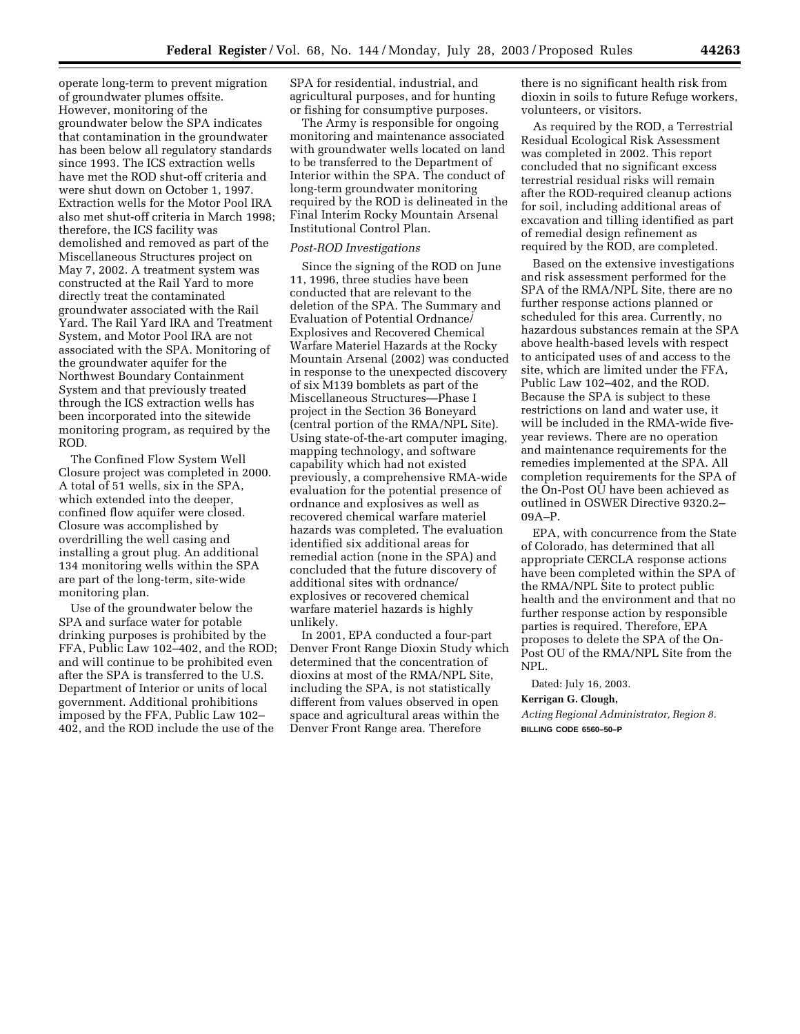operate long-term to prevent migration of groundwater plumes offsite. However, monitoring of the groundwater below the SPA indicates that contamination in the groundwater has been below all regulatory standards since 1993. The ICS extraction wells have met the ROD shut-off criteria and were shut down on October 1, 1997. Extraction wells for the Motor Pool IRA also met shut-off criteria in March 1998; therefore, the ICS facility was demolished and removed as part of the Miscellaneous Structures project on May 7, 2002. A treatment system was constructed at the Rail Yard to more directly treat the contaminated groundwater associated with the Rail Yard. The Rail Yard IRA and Treatment System, and Motor Pool IRA are not associated with the SPA. Monitoring of the groundwater aquifer for the Northwest Boundary Containment System and that previously treated through the ICS extraction wells has been incorporated into the sitewide monitoring program, as required by the ROD.

The Confined Flow System Well Closure project was completed in 2000. A total of 51 wells, six in the SPA, which extended into the deeper, confined flow aquifer were closed. Closure was accomplished by overdrilling the well casing and installing a grout plug. An additional 134 monitoring wells within the SPA are part of the long-term, site-wide monitoring plan.

Use of the groundwater below the SPA and surface water for potable drinking purposes is prohibited by the FFA, Public Law 102–402, and the ROD; and will continue to be prohibited even after the SPA is transferred to the U.S. Department of Interior or units of local government. Additional prohibitions imposed by the FFA, Public Law 102–402, and the ROD include the use of the SPA for residential, industrial, and agricultural purposes, and for hunting or fishing for consumptive purposes.

The Army is responsible for ongoing monitoring and maintenance associated with groundwater wells located on land to be transferred to the Department of Interior within the SPA. The conduct of long-term groundwater monitoring required by the ROD is delineated in the Final Interim Rocky Mountain Arsenal Institutional Control Plan.

*Post-ROD Investigations*

Since the signing of the ROD on June 11, 1996, three studies have been conducted that are relevant to the deletion of the SPA. The Summary and Evaluation of Potential Ordnance/Explosives and Recovered Chemical Warfare Materiel Hazards at the Rocky Mountain Arsenal (2002) was conducted in response to the unexpected discovery of six M139 bomblets as part of the Miscellaneous Structures—Phase I project in the Section 36 Boneyard (central portion of the RMA/NPL Site). Using state-of-the-art computer imaging, mapping technology, and software capability which had not existed previously, a comprehensive RMA-wide evaluation for the potential presence of ordnance and explosives as well as recovered chemical warfare materiel hazards was completed. The evaluation identified six additional areas for remedial action (none in the SPA) and concluded that the future discovery of additional sites with ordnance/explosives or recovered chemical warfare materiel hazards is highly unlikely.

In 2001, EPA conducted a four-part Denver Front Range Dioxin Study which determined that the concentration of dioxins at most of the RMA/NPL Site, including the SPA, is not statistically different from values observed in open space and agricultural areas within the Denver Front Range area. Therefore there is no significant health risk from dioxin in soils to future Refuge workers, volunteers, or visitors.

As required by the ROD, a Terrestrial Residual Ecological Risk Assessment was completed in 2002. This report concluded that no significant excess terrestrial residual risks will remain after the ROD-required cleanup actions for soil, including additional areas of excavation and tilling identified as part of remedial design refinement as required by the ROD, are completed.

Based on the extensive investigations and risk assessment performed for the SPA of the RMA/NPL Site, there are no further response actions planned or scheduled for this area. Currently, no hazardous substances remain at the SPA above health-based levels with respect to anticipated uses of and access to the site, which are limited under the FFA, Public Law 102–402, and the ROD. Because the SPA is subject to these restrictions on land and water use, it will be included in the RMA-wide five-year reviews. There are no operation and maintenance requirements for the remedies implemented at the SPA. All completion requirements for the SPA of the On-Post OU have been achieved as outlined in OSWER Directive 9320.2–09A–P.

EPA, with concurrence from the State of Colorado, has determined that all appropriate CERCLA response actions have been completed within the SPA of the RMA/NPL Site to protect public health and the environment and that no further response action by responsible parties is required. Therefore, EPA proposes to delete the SPA of the On-Post OU of the RMA/NPL Site from the NPL.

Dated: July 16, 2003.

**Kerrigan G. Clough,**

*Acting Regional Administrator, Region 8.*

BILLING CODE 6560–50–P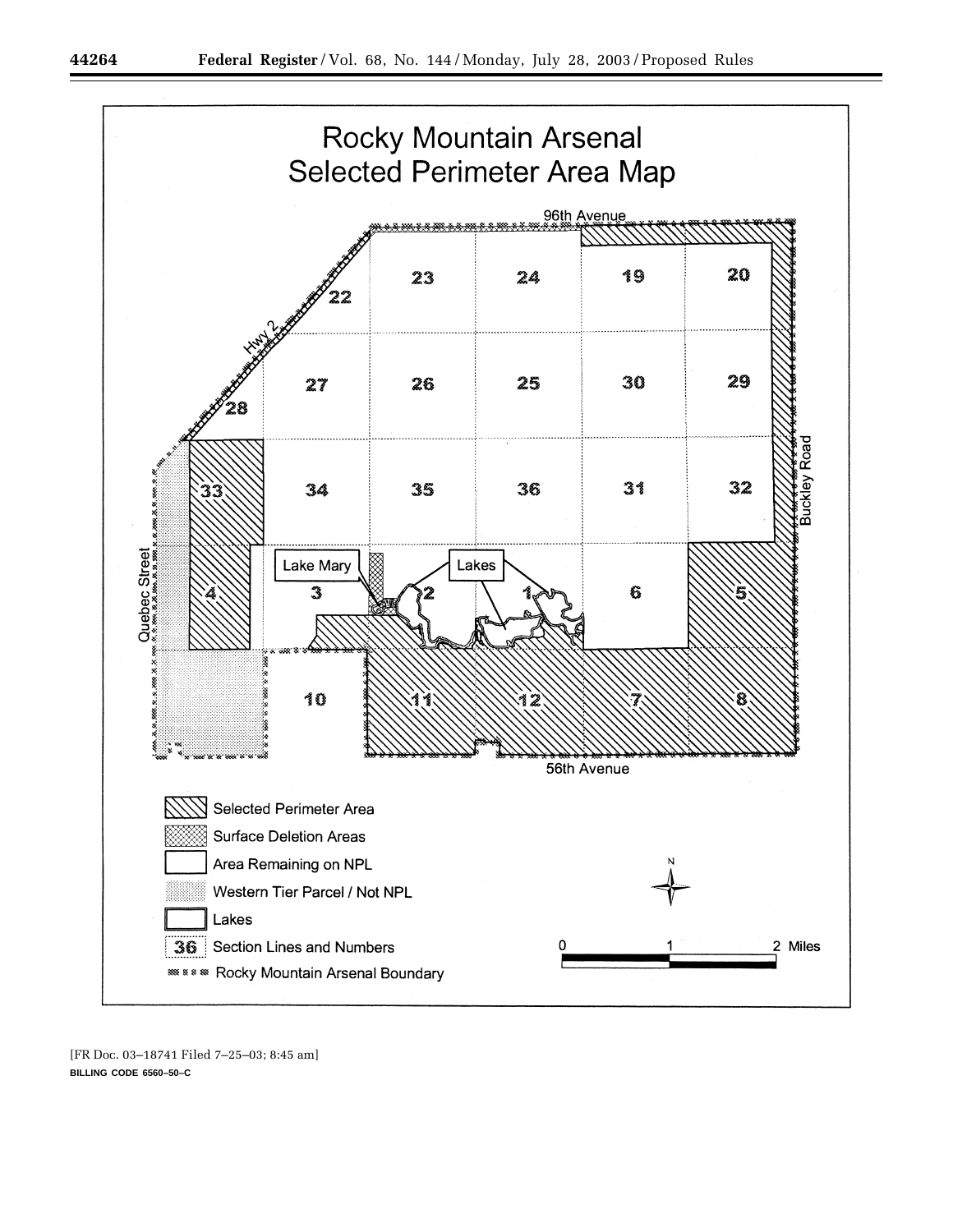Rocky Mountain Arsenal
Selected Perimeter Area Map

96th Avenue
Hwy 2
Quebec Street
Buckley Road
56th Avenue

22
23
24
19
20
27
26
25
30
29
28
33
34
35
36
31
32
4
3
2
1
6
5
10
11
12
7
8

Lake Mary
Lakes

Selected Perimeter Area
Surface Deletion Areas
Area Remaining on NPL
Western Tier Parcel / Not NPL
Lakes
36 Section Lines and Numbers
Rocky Mountain Arsenal Boundary

N

0 1 2 Miles

[FR Doc. 03–18741 Filed 7–25–03; 8:45 am]

**BILLING CODE 6560–50–C**